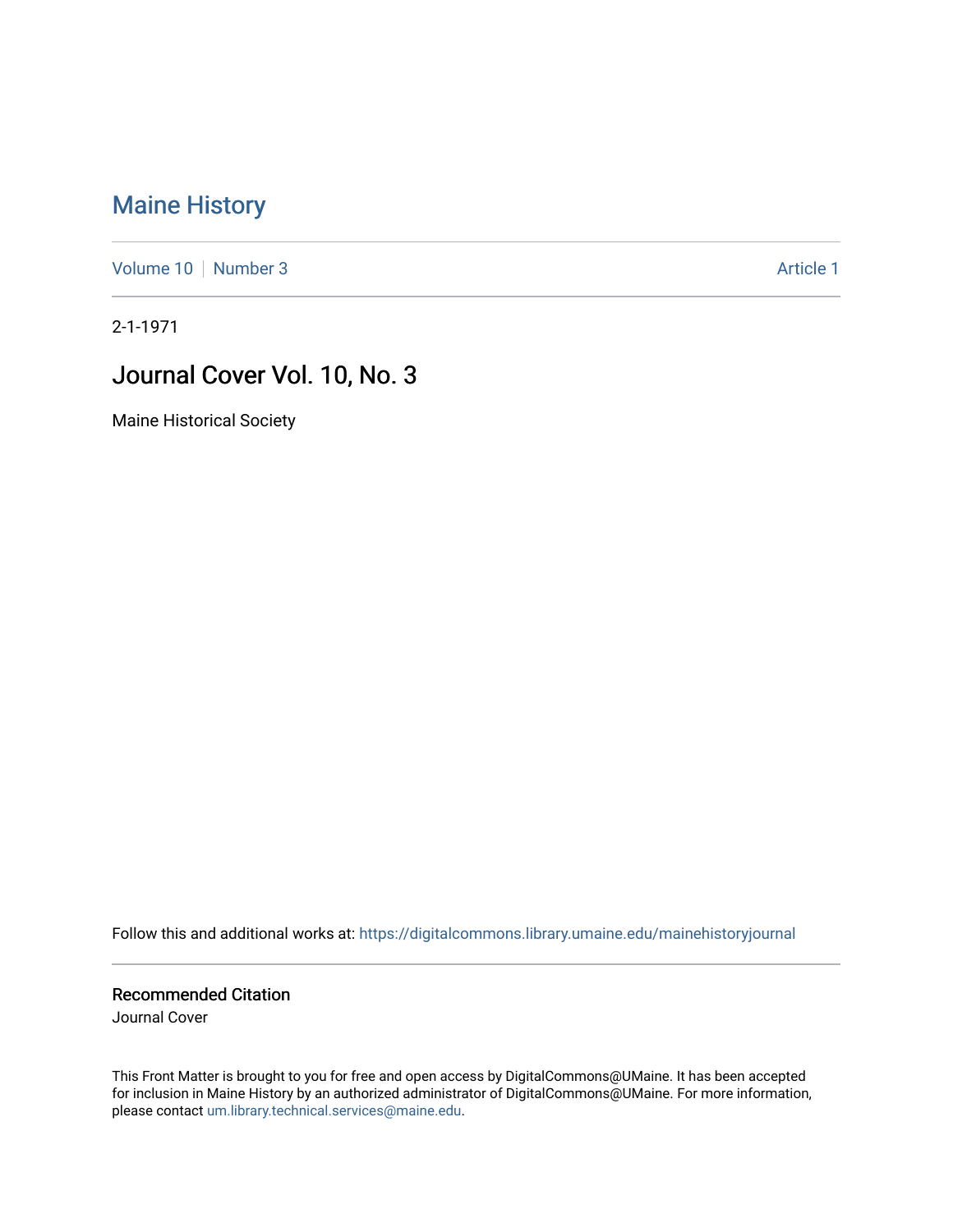# Maine History

Volume 10 | Number 3 Article 1

2-1-1971

## Journal Cover Vol. 10, No. 3

Maine Historical Society

Follow this and additional works at: https://digitalcommons.library.umaine.edu/mainehistoryjournal

### Recommended Citation

Journal Cover

This Front Matter is brought to you for free and open access by DigitalCommons@UMaine. It has been accepted for inclusion in Maine History by an authorized administrator of DigitalCommons@UMaine. For more information, please contact um.library.technical.services@maine.edu.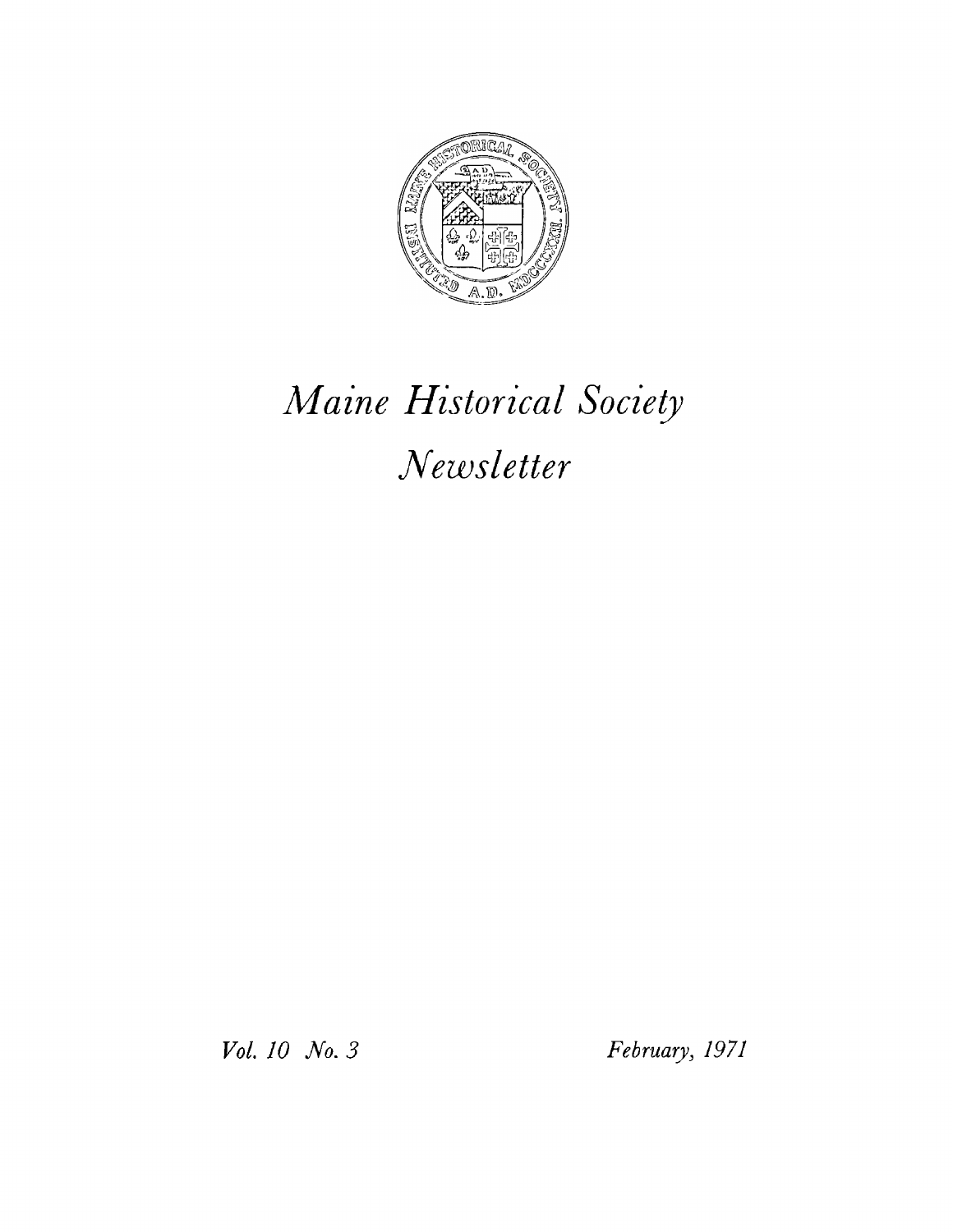# *Maine Historical Society Newsletter*

*Vol. 10 No. 3* *February, 1971*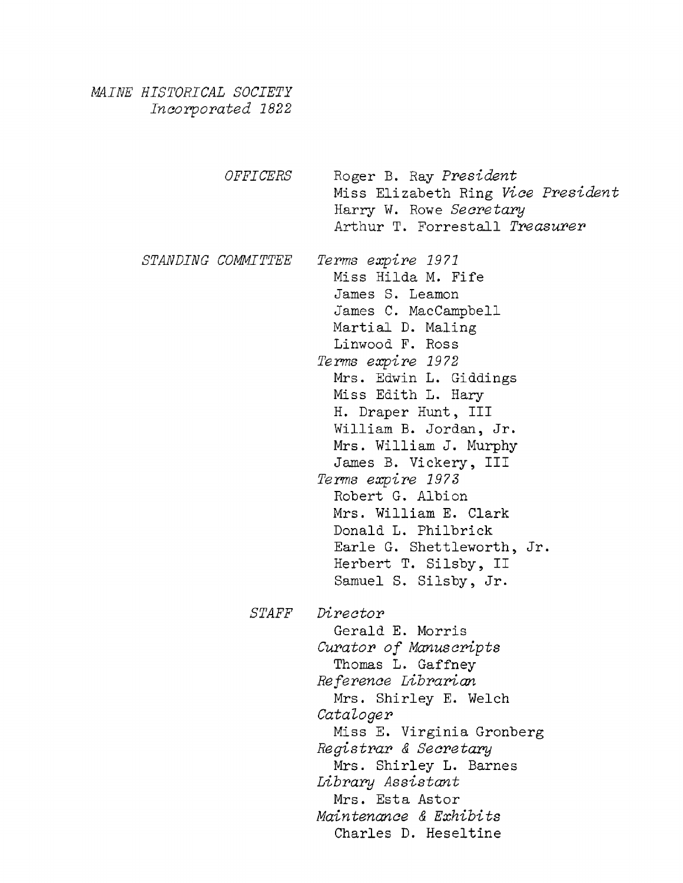*MAINE HISTORICAL SOCIETY*
*Incorporated 1822*

*OFFICERS*

Roger B. Ray *President*
Miss Elizabeth Ring *Vice President*
Harry W. Rowe *Secretary*
Arthur T. Forrestall *Treasurer*

*STANDING COMMITTEE*

*Terms expire 1971*
Miss Hilda M. Fife
James S. Leamon
James C. MacCampbell
Martial D. Maling
Linwood F. Ross

*Terms expire 1972*
Mrs. Edwin L. Giddings
Miss Edith L. Hary
H. Draper Hunt, III
William B. Jordan, Jr.
Mrs. William J. Murphy
James B. Vickery, III

*Terms expire 1973*
Robert G. Albion
Mrs. William E. Clark
Donald L. Philbrick
Earle G. Shettleworth, Jr.
Herbert T. Silsby, II
Samuel S. Silsby, Jr.

*STAFF*

*Director*
Gerald E. Morris

*Curator of Manuscripts*
Thomas L. Gaffney

*Reference Librarian*
Mrs. Shirley E. Welch

*Cataloger*
Miss E. Virginia Gronberg

*Registrar & Secretary*
Mrs. Shirley L. Barnes

*Library Assistant*
Mrs. Esta Astor

*Maintenance & Exhibits*
Charles D. Heseltine